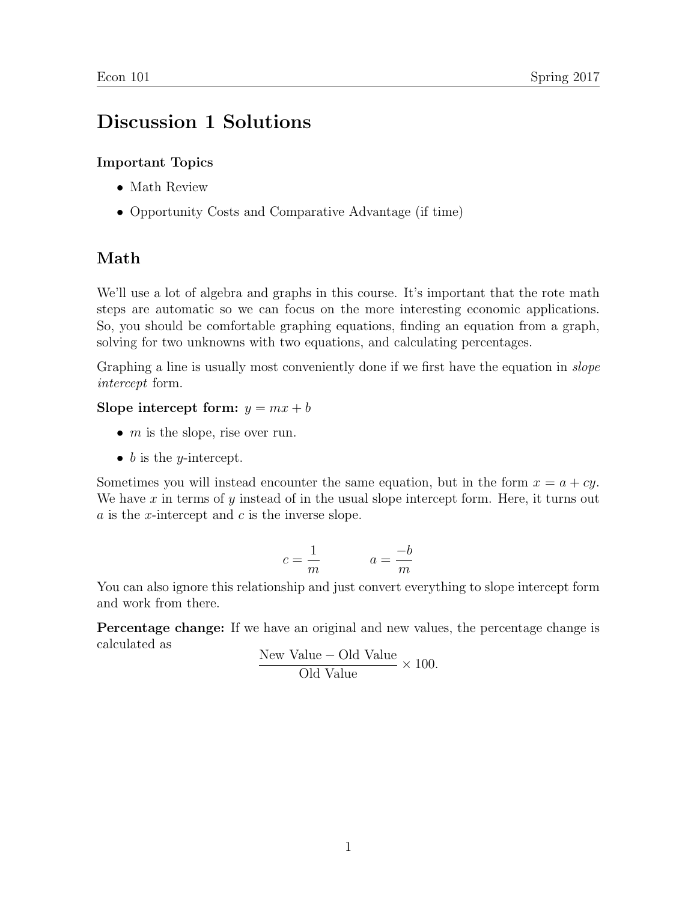# Discussion 1 Solutions

**Important Topics**

- Math Review
- Opportunity Costs and Comparative Advantage (if time)

## Math

We'll use a lot of algebra and graphs in this course. It's important that the rote math steps are automatic so we can focus on the more interesting economic applications. So, you should be comfortable graphing equations, finding an equation from a graph, solving for two unknowns with two equations, and calculating percentages.

Graphing a line is usually most conveniently done if we first have the equation in *slope intercept* form.

**Slope intercept form:** $y = mx + b$

- $m$ is the slope, rise over run.
- $b$ is the $y$-intercept.

Sometimes you will instead encounter the same equation, but in the form $x = a + cy$. We have $x$ in terms of $y$ instead of in the usual slope intercept form. Here, it turns out $a$ is the $x$-intercept and $c$ is the inverse slope.

$$c = \frac{1}{m} \qquad a = \frac{-b}{m}$$

You can also ignore this relationship and just convert everything to slope intercept form and work from there.

**Percentage change:** If we have an original and new values, the percentage change is calculated as

$$\frac{\text{New Value} - \text{Old Value}}{\text{Old Value}} \times 100.$$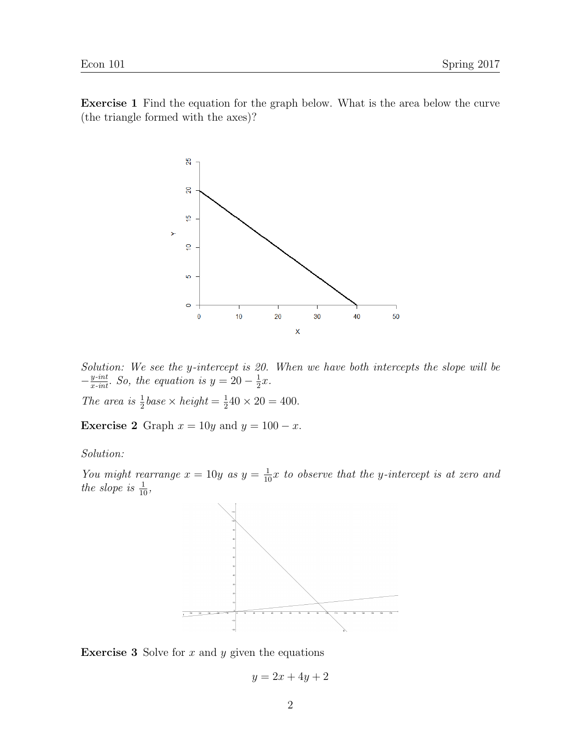**Exercise 1** Find the equation for the graph below. What is the area below the curve (the triangle formed with the axes)?

*Solution: We see the y-intercept is 20. When we have both intercepts the slope will be* $-\frac{y\text{-}int}{x\text{-}int}$*. So, the equation is* $y = 20 - \frac{1}{2}x$*.*

*The area is* $\frac{1}{2}base \times height = \frac{1}{2}40 \times 20 = 400$*.*

**Exercise 2** Graph $x = 10y$ and $y = 100 - x$.

*Solution:*

*You might rearrange* $x = 10y$ *as* $y = \frac{1}{10}x$ *to observe that the y-intercept is at zero and the slope is* $\frac{1}{10}$*,*

**Exercise 3** Solve for $x$ and $y$ given the equations

$$y = 2x + 4y + 2$$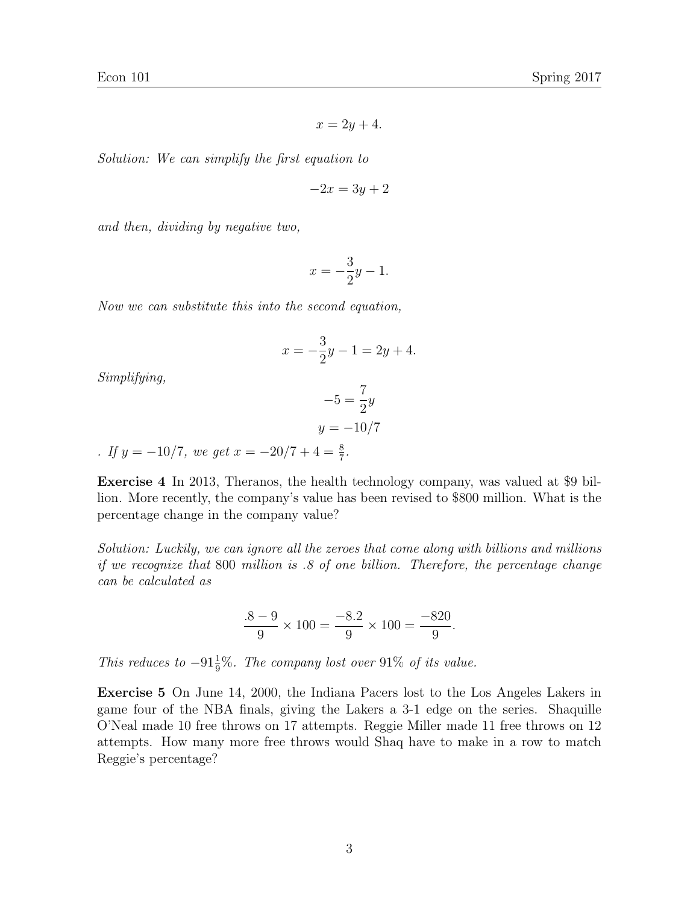$$x = 2y + 4.$$

*Solution: We can simplify the first equation to*

$$-2x = 3y + 2$$

*and then, dividing by negative two,*

$$x = -\frac{3}{2}y - 1.$$

*Now we can substitute this into the second equation,*

$$x = -\frac{3}{2}y - 1 = 2y + 4.$$

*Simplifying,*

$$-5 = \frac{7}{2}y$$

$$y = -10/7$$

*. If $y = -10/7$, we get $x = -20/7 + 4 = \frac{8}{7}$.*

**Exercise 4** In 2013, Theranos, the health technology company, was valued at \$9 billion. More recently, the company's value has been revised to \$800 million. What is the percentage change in the company value?

*Solution: Luckily, we can ignore all the zeroes that come along with billions and millions if we recognize that* 800 *million is .8 of one billion. Therefore, the percentage change can be calculated as*

$$\frac{.8 - 9}{9} \times 100 = \frac{-8.2}{9} \times 100 = \frac{-820}{9}.$$

*This reduces to $-91\frac{1}{9}\%$. The company lost over* 91% *of its value.*

**Exercise 5** On June 14, 2000, the Indiana Pacers lost to the Los Angeles Lakers in game four of the NBA finals, giving the Lakers a 3-1 edge on the series. Shaquille O'Neal made 10 free throws on 17 attempts. Reggie Miller made 11 free throws on 12 attempts. How many more free throws would Shaq have to make in a row to match Reggie's percentage?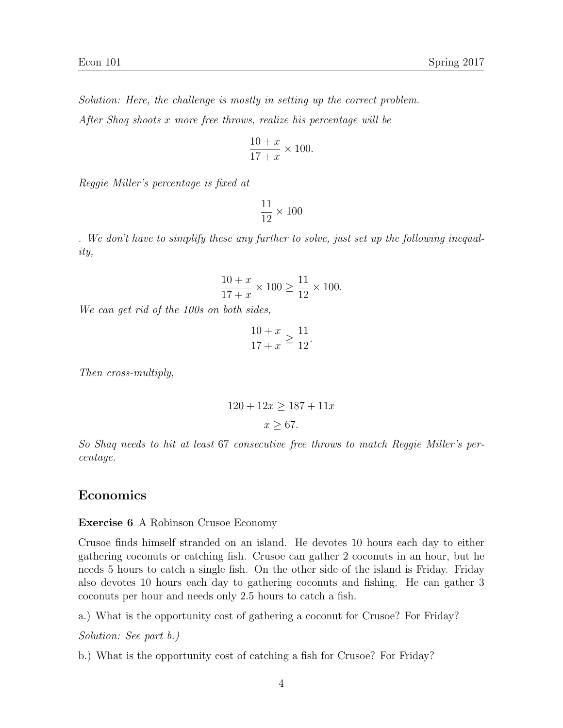*Solution: Here, the challenge is mostly in setting up the correct problem.*

*After Shaq shoots x more free throws, realize his percentage will be*

$$\frac{10+x}{17+x} \times 100.$$

*Reggie Miller's percentage is fixed at*

$$\frac{11}{12} \times 100$$

*. We don't have to simplify these any further to solve, just set up the following inequality,*

$$\frac{10+x}{17+x} \times 100 \geq \frac{11}{12} \times 100.$$

*We can get rid of the 100s on both sides,*

$$\frac{10+x}{17+x} \geq \frac{11}{12}.$$

*Then cross-multiply,*

$$120 + 12x \geq 187 + 11x$$

$$x \geq 67.$$

*So Shaq needs to hit at least 67 consecutive free throws to match Reggie Miller's percentage.*

## Economics

**Exercise 6** A Robinson Crusoe Economy

Crusoe finds himself stranded on an island. He devotes 10 hours each day to either gathering coconuts or catching fish. Crusoe can gather 2 coconuts in an hour, but he needs 5 hours to catch a single fish. On the other side of the island is Friday. Friday also devotes 10 hours each day to gathering coconuts and fishing. He can gather 3 coconuts per hour and needs only 2.5 hours to catch a fish.

a.) What is the opportunity cost of gathering a coconut for Crusoe? For Friday?

*Solution: See part b.)*

b.) What is the opportunity cost of catching a fish for Crusoe? For Friday?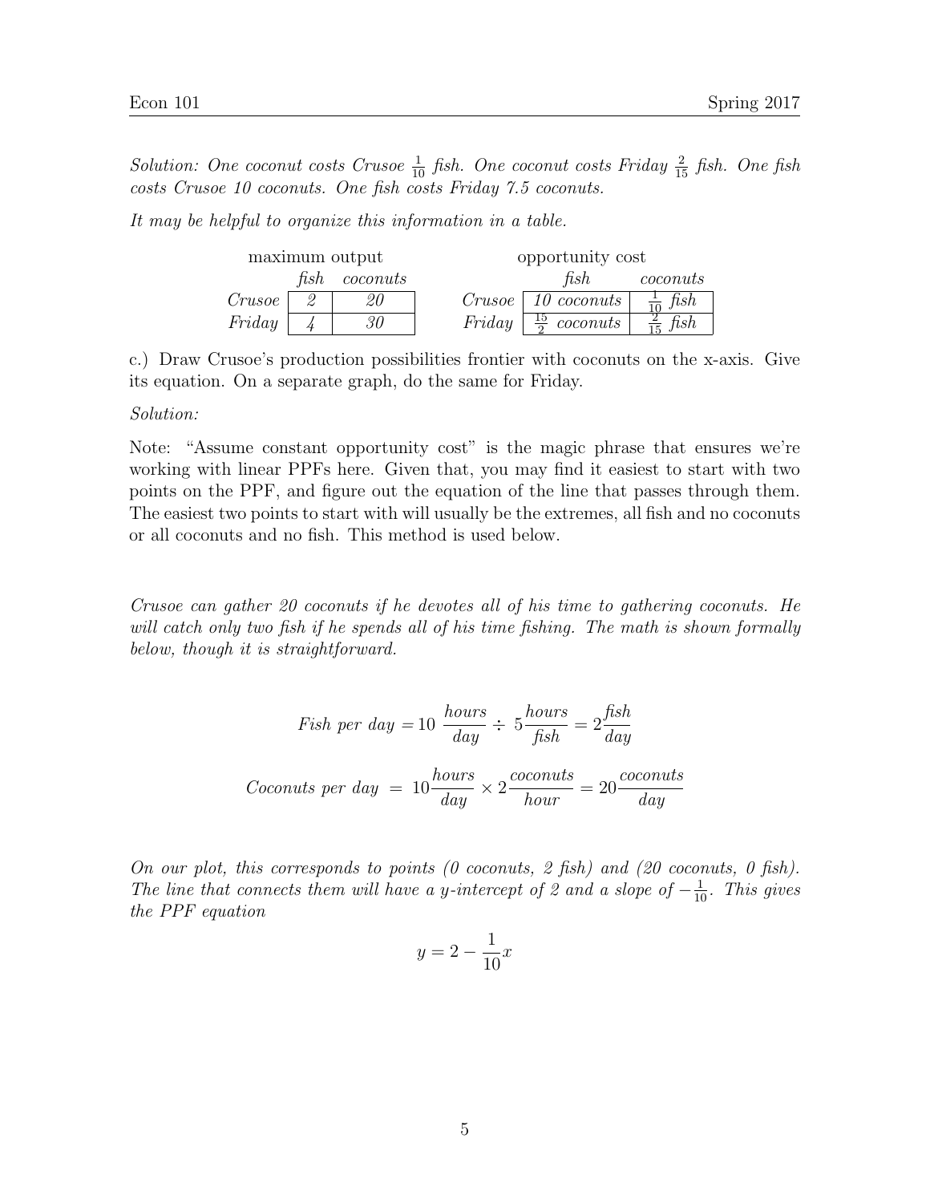*Solution: One coconut costs Crusoe $\frac{1}{10}$ fish. One coconut costs Friday $\frac{2}{15}$ fish. One fish costs Crusoe 10 coconuts. One fish costs Friday 7.5 coconuts.*

*It may be helpful to organize this information in a table.*

| maximum output | | |
|---|---|---|
| | *fish* | *coconuts* |
| *Crusoe* | *2* | *20* |
| *Friday* | *4* | *30* |

| opportunity cost | | |
|---|---|---|
| | *fish* | *coconuts* |
| *Crusoe* | *10 coconuts* | $\frac{1}{10}$ *fish* |
| *Friday* | $\frac{15}{2}$ *coconuts* | $\frac{2}{15}$ *fish* |

c.) Draw Crusoe's production possibilities frontier with coconuts on the x-axis. Give its equation. On a separate graph, do the same for Friday.

*Solution:*

Note: "Assume constant opportunity cost" is the magic phrase that ensures we're working with linear PPFs here. Given that, you may find it easiest to start with two points on the PPF, and figure out the equation of the line that passes through them. The easiest two points to start with will usually be the extremes, all fish and no coconuts or all coconuts and no fish. This method is used below.

*Crusoe can gather 20 coconuts if he devotes all of his time to gathering coconuts. He will catch only two fish if he spends all of his time fishing. The math is shown formally below, though it is straightforward.*

$$Fish\ per\ day = 10\ \frac{hours}{day} \div\ 5\frac{hours}{fish} = 2\frac{fish}{day}$$

$$Coconuts\ per\ day\ =\ 10\frac{hours}{day} \times 2\frac{coconuts}{hour} = 20\frac{coconuts}{day}$$

*On our plot, this corresponds to points (0 coconuts, 2 fish) and (20 coconuts, 0 fish). The line that connects them will have a y-intercept of 2 and a slope of $-\frac{1}{10}$. This gives the PPF equation*

$$y = 2 - \frac{1}{10}x$$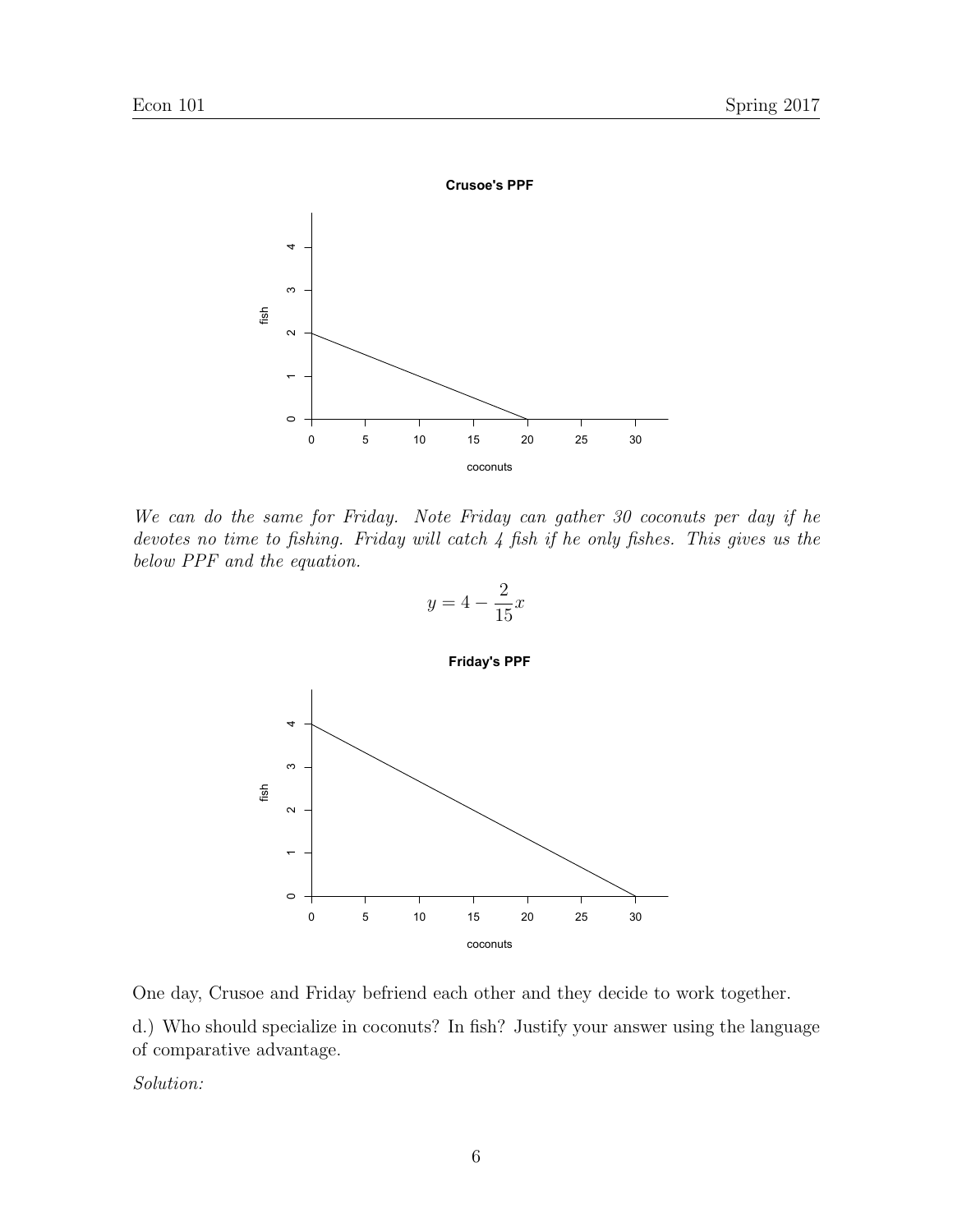**Crusoe's PPF**

*We can do the same for Friday. Note Friday can gather 30 coconuts per day if he devotes no time to fishing. Friday will catch 4 fish if he only fishes. This gives us the below PPF and the equation.*

$$y = 4 - \frac{2}{15}x$$

**Friday's PPF**

One day, Crusoe and Friday befriend each other and they decide to work together.

d.) Who should specialize in coconuts? In fish? Justify your answer using the language of comparative advantage.

*Solution:*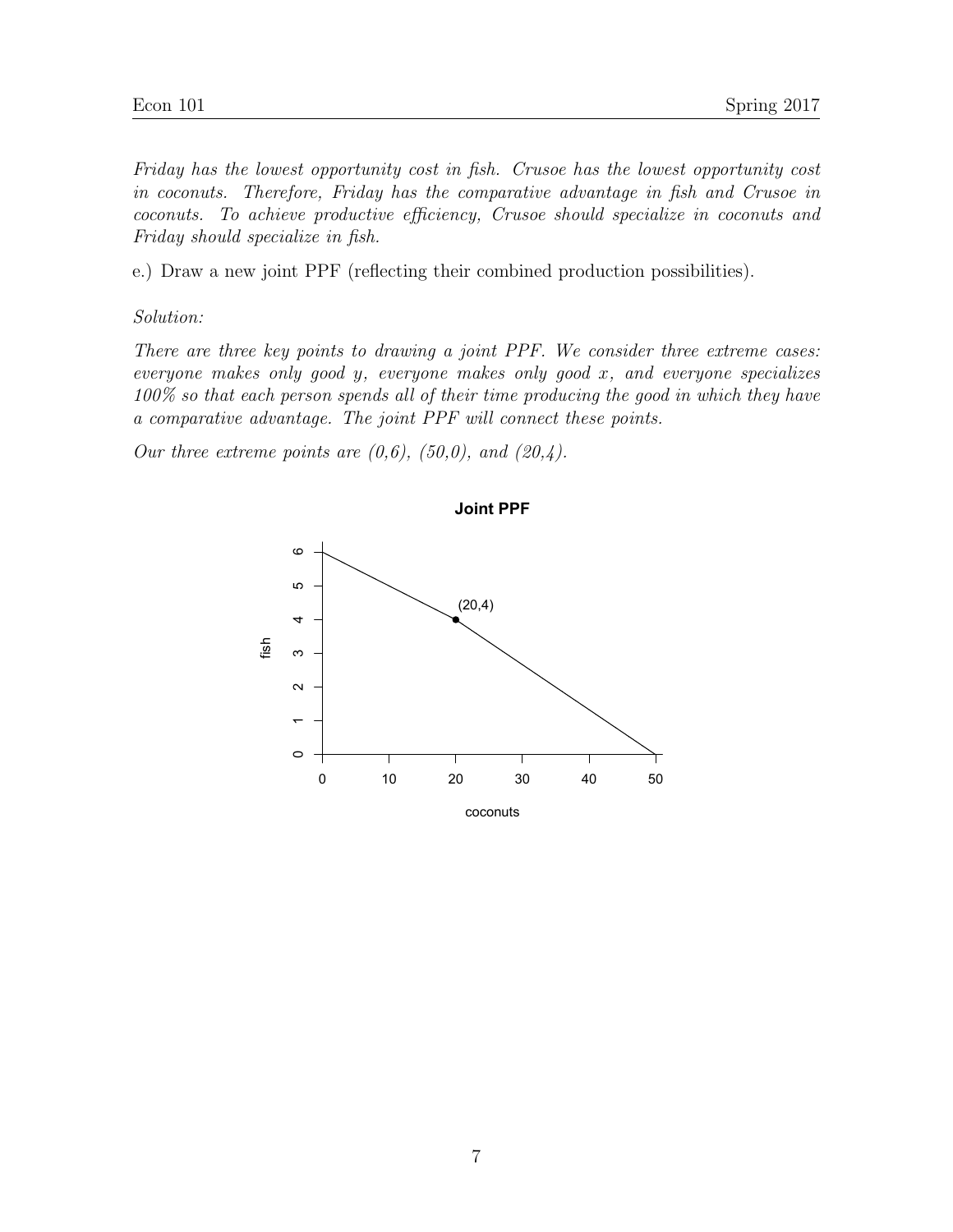*Friday has the lowest opportunity cost in fish. Crusoe has the lowest opportunity cost in coconuts. Therefore, Friday has the comparative advantage in fish and Crusoe in coconuts. To achieve productive efficiency, Crusoe should specialize in coconuts and Friday should specialize in fish.*

e.) Draw a new joint PPF (reflecting their combined production possibilities).

*Solution:*

*There are three key points to drawing a joint PPF. We consider three extreme cases: everyone makes only good $y$, everyone makes only good $x$, and everyone specializes 100% so that each person spends all of their time producing the good in which they have a comparative advantage. The joint PPF will connect these points.*

*Our three extreme points are (0,6), (50,0), and (20,4).*

**Joint PPF**

(20,4)

fish

0
1
2
3
4
5
6

0
10
20
30
40
50

coconuts